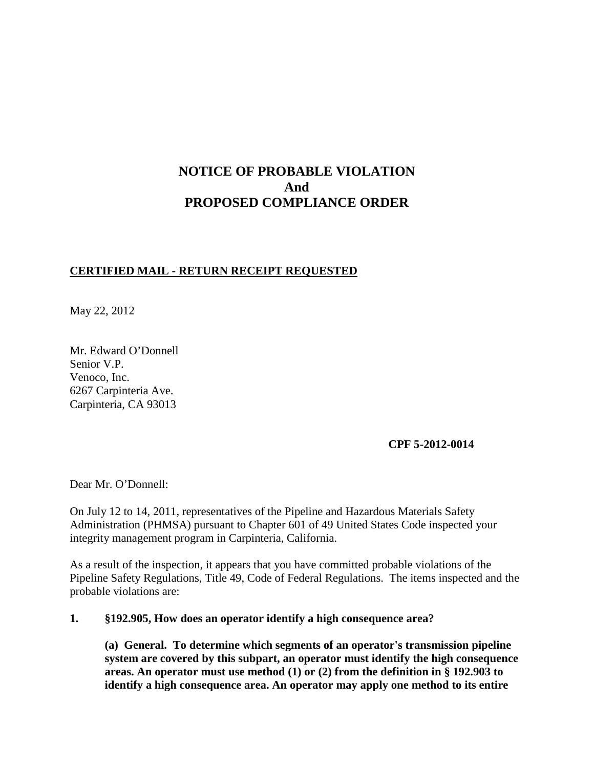# NOTICE OF PROBABLE VIOLATION
# And
# PROPOSED COMPLIANCE ORDER

**CERTIFIED MAIL - RETURN RECEIPT REQUESTED**

May 22, 2012

Mr. Edward O'Donnell
Senior V.P.
Venoco, Inc.
6267 Carpinteria Ave.
Carpinteria, CA 93013

**CPF 5-2012-0014**

Dear Mr. O'Donnell:

On July 12 to 14, 2011, representatives of the Pipeline and Hazardous Materials Safety Administration (PHMSA) pursuant to Chapter 601 of 49 United States Code inspected your integrity management program in Carpinteria, California.

As a result of the inspection, it appears that you have committed probable violations of the Pipeline Safety Regulations, Title 49, Code of Federal Regulations. The items inspected and the probable violations are:

**1. §192.905, How does an operator identify a high consequence area?**

**(a) General. To determine which segments of an operator's transmission pipeline system are covered by this subpart, an operator must identify the high consequence areas. An operator must use method (1) or (2) from the definition in § 192.903 to identify a high consequence area. An operator may apply one method to its entire**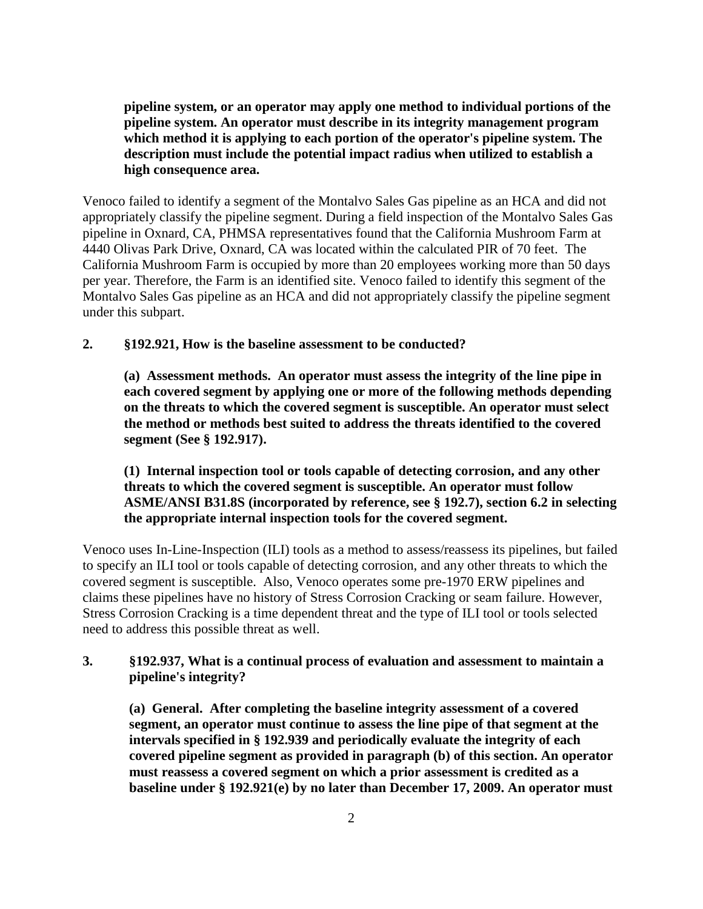**pipeline system, or an operator may apply one method to individual portions of the pipeline system. An operator must describe in its integrity management program which method it is applying to each portion of the operator's pipeline system. The description must include the potential impact radius when utilized to establish a high consequence area.**

Venoco failed to identify a segment of the Montalvo Sales Gas pipeline as an HCA and did not appropriately classify the pipeline segment. During a field inspection of the Montalvo Sales Gas pipeline in Oxnard, CA, PHMSA representatives found that the California Mushroom Farm at 4440 Olivas Park Drive, Oxnard, CA was located within the calculated PIR of 70 feet. The California Mushroom Farm is occupied by more than 20 employees working more than 50 days per year. Therefore, the Farm is an identified site. Venoco failed to identify this segment of the Montalvo Sales Gas pipeline as an HCA and did not appropriately classify the pipeline segment under this subpart.

**2. §192.921, How is the baseline assessment to be conducted?**

**(a) Assessment methods. An operator must assess the integrity of the line pipe in each covered segment by applying one or more of the following methods depending on the threats to which the covered segment is susceptible. An operator must select the method or methods best suited to address the threats identified to the covered segment (See § 192.917).**

**(1) Internal inspection tool or tools capable of detecting corrosion, and any other threats to which the covered segment is susceptible. An operator must follow ASME/ANSI B31.8S (incorporated by reference, see § 192.7), section 6.2 in selecting the appropriate internal inspection tools for the covered segment.**

Venoco uses In-Line-Inspection (ILI) tools as a method to assess/reassess its pipelines, but failed to specify an ILI tool or tools capable of detecting corrosion, and any other threats to which the covered segment is susceptible. Also, Venoco operates some pre-1970 ERW pipelines and claims these pipelines have no history of Stress Corrosion Cracking or seam failure. However, Stress Corrosion Cracking is a time dependent threat and the type of ILI tool or tools selected need to address this possible threat as well.

**3. §192.937, What is a continual process of evaluation and assessment to maintain a pipeline's integrity?**

**(a) General. After completing the baseline integrity assessment of a covered segment, an operator must continue to assess the line pipe of that segment at the intervals specified in § 192.939 and periodically evaluate the integrity of each covered pipeline segment as provided in paragraph (b) of this section. An operator must reassess a covered segment on which a prior assessment is credited as a baseline under § 192.921(e) by no later than December 17, 2009. An operator must**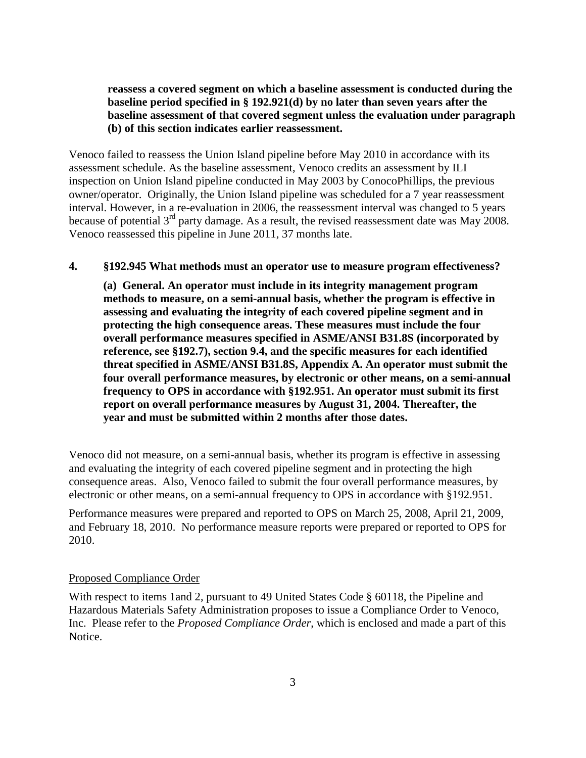**reassess a covered segment on which a baseline assessment is conducted during the baseline period specified in § 192.921(d) by no later than seven years after the baseline assessment of that covered segment unless the evaluation under paragraph (b) of this section indicates earlier reassessment.**

Venoco failed to reassess the Union Island pipeline before May 2010 in accordance with its assessment schedule. As the baseline assessment, Venoco credits an assessment by ILI inspection on Union Island pipeline conducted in May 2003 by ConocoPhillips, the previous owner/operator. Originally, the Union Island pipeline was scheduled for a 7 year reassessment interval. However, in a re-evaluation in 2006, the reassessment interval was changed to 5 years because of potential 3rd party damage. As a result, the revised reassessment date was May 2008. Venoco reassessed this pipeline in June 2011, 37 months late.

**4. §192.945 What methods must an operator use to measure program effectiveness?**

**(a) General. An operator must include in its integrity management program methods to measure, on a semi-annual basis, whether the program is effective in assessing and evaluating the integrity of each covered pipeline segment and in protecting the high consequence areas. These measures must include the four overall performance measures specified in ASME/ANSI B31.8S (incorporated by reference, see §192.7), section 9.4, and the specific measures for each identified threat specified in ASME/ANSI B31.8S, Appendix A. An operator must submit the four overall performance measures, by electronic or other means, on a semi-annual frequency to OPS in accordance with §192.951. An operator must submit its first report on overall performance measures by August 31, 2004. Thereafter, the year and must be submitted within 2 months after those dates.**

Venoco did not measure, on a semi-annual basis, whether its program is effective in assessing and evaluating the integrity of each covered pipeline segment and in protecting the high consequence areas. Also, Venoco failed to submit the four overall performance measures, by electronic or other means, on a semi-annual frequency to OPS in accordance with §192.951.

Performance measures were prepared and reported to OPS on March 25, 2008, April 21, 2009, and February 18, 2010. No performance measure reports were prepared or reported to OPS for 2010.

Proposed Compliance Order

With respect to items 1and 2, pursuant to 49 United States Code § 60118, the Pipeline and Hazardous Materials Safety Administration proposes to issue a Compliance Order to Venoco, Inc. Please refer to the *Proposed Compliance Order*, which is enclosed and made a part of this Notice.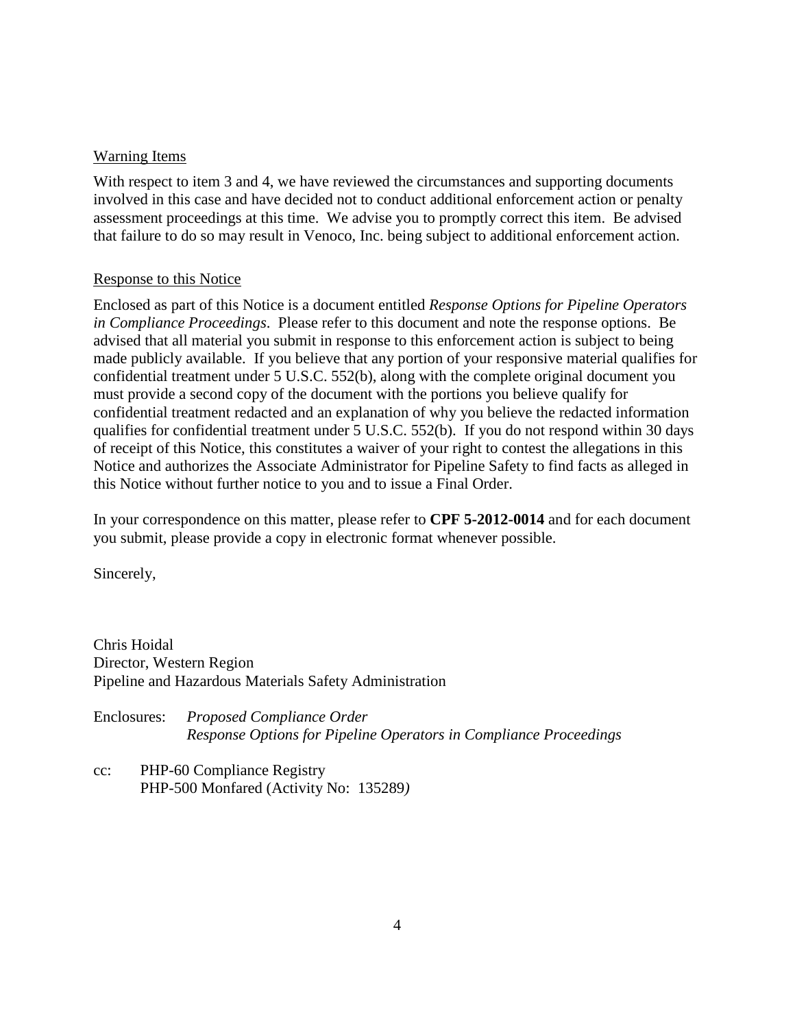Warning Items

With respect to item 3 and 4, we have reviewed the circumstances and supporting documents involved in this case and have decided not to conduct additional enforcement action or penalty assessment proceedings at this time. We advise you to promptly correct this item. Be advised that failure to do so may result in Venoco, Inc. being subject to additional enforcement action.

Response to this Notice

Enclosed as part of this Notice is a document entitled *Response Options for Pipeline Operators in Compliance Proceedings*. Please refer to this document and note the response options. Be advised that all material you submit in response to this enforcement action is subject to being made publicly available. If you believe that any portion of your responsive material qualifies for confidential treatment under 5 U.S.C. 552(b), along with the complete original document you must provide a second copy of the document with the portions you believe qualify for confidential treatment redacted and an explanation of why you believe the redacted information qualifies for confidential treatment under 5 U.S.C. 552(b). If you do not respond within 30 days of receipt of this Notice, this constitutes a waiver of your right to contest the allegations in this Notice and authorizes the Associate Administrator for Pipeline Safety to find facts as alleged in this Notice without further notice to you and to issue a Final Order.

In your correspondence on this matter, please refer to **CPF 5-2012-0014** and for each document you submit, please provide a copy in electronic format whenever possible.

Sincerely,

Chris Hoidal
Director, Western Region
Pipeline and Hazardous Materials Safety Administration

Enclosures: *Proposed Compliance Order*
*Response Options for Pipeline Operators in Compliance Proceedings*

cc: PHP-60 Compliance Registry
PHP-500 Monfared (Activity No: 135289)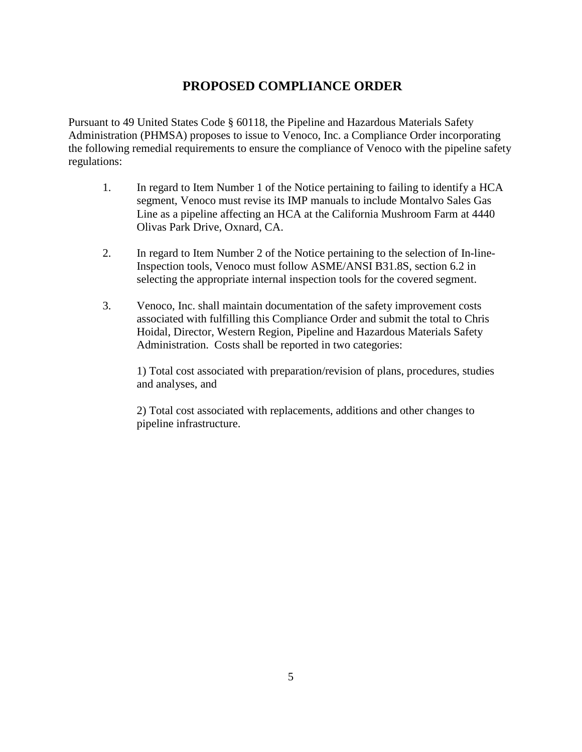## PROPOSED COMPLIANCE ORDER

Pursuant to 49 United States Code § 60118, the Pipeline and Hazardous Materials Safety Administration (PHMSA) proposes to issue to Venoco, Inc. a Compliance Order incorporating the following remedial requirements to ensure the compliance of Venoco with the pipeline safety regulations:

1. In regard to Item Number 1 of the Notice pertaining to failing to identify a HCA segment, Venoco must revise its IMP manuals to include Montalvo Sales Gas Line as a pipeline affecting an HCA at the California Mushroom Farm at 4440 Olivas Park Drive, Oxnard, CA.

2. In regard to Item Number 2 of the Notice pertaining to the selection of In-line-Inspection tools, Venoco must follow ASME/ANSI B31.8S, section 6.2 in selecting the appropriate internal inspection tools for the covered segment.

3. Venoco, Inc. shall maintain documentation of the safety improvement costs associated with fulfilling this Compliance Order and submit the total to Chris Hoidal, Director, Western Region, Pipeline and Hazardous Materials Safety Administration. Costs shall be reported in two categories:

   1) Total cost associated with preparation/revision of plans, procedures, studies and analyses, and

   2) Total cost associated with replacements, additions and other changes to pipeline infrastructure.